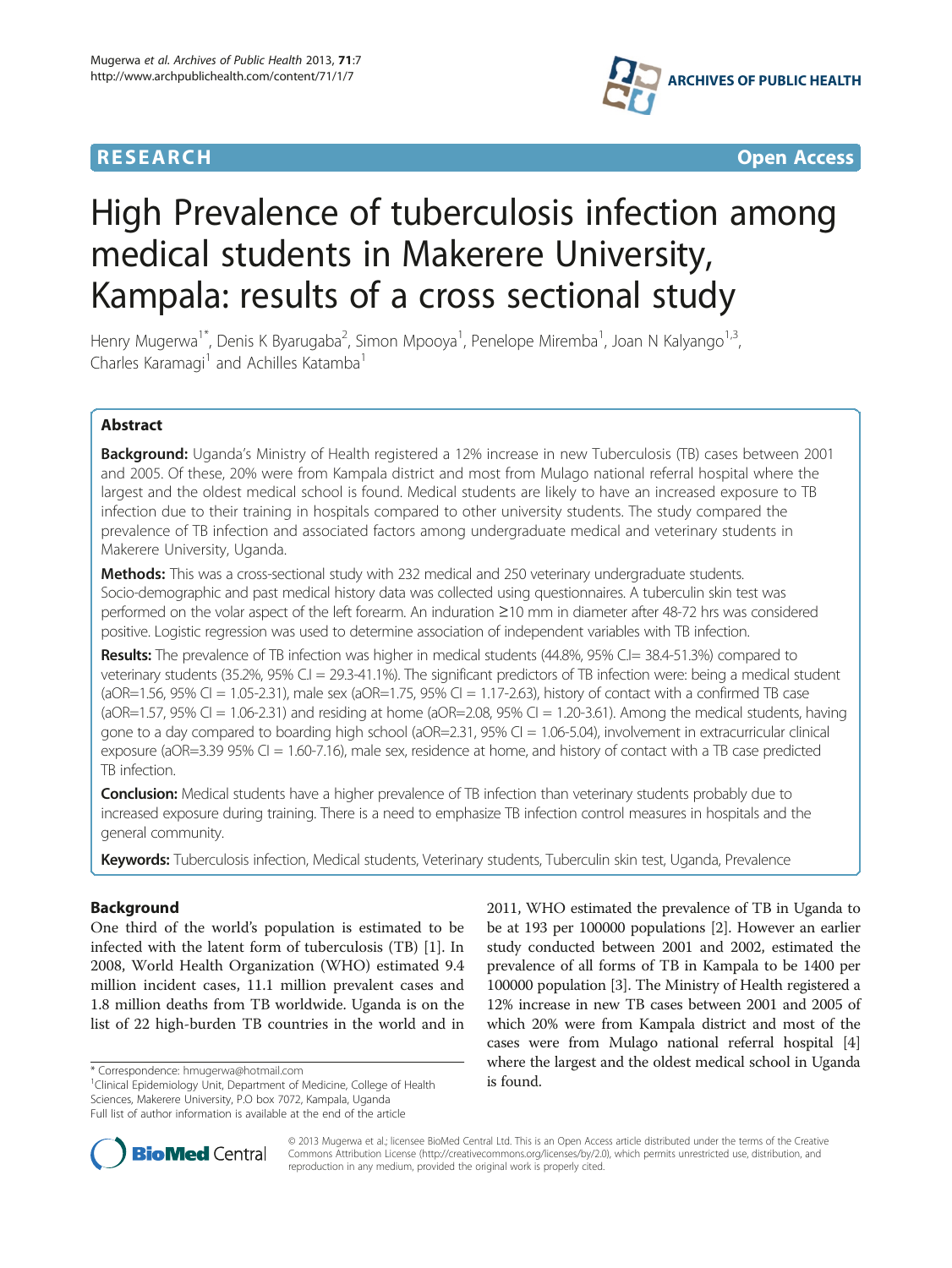**RESEARCH** **Open Access**

# High Prevalence of tuberculosis infection among medical students in Makerere University, Kampala: results of a cross sectional study

Henry Mugerwa[1*], Denis K Byarugaba[2], Simon Mpooya[1], Penelope Miremba[1], Joan N Kalyango[1,3], Charles Karamagi[1] and Achilles Katamba[1]

## Abstract

**Background:** Uganda's Ministry of Health registered a 12% increase in new Tuberculosis (TB) cases between 2001 and 2005. Of these, 20% were from Kampala district and most from Mulago national referral hospital where the largest and the oldest medical school is found. Medical students are likely to have an increased exposure to TB infection due to their training in hospitals compared to other university students. The study compared the prevalence of TB infection and associated factors among undergraduate medical and veterinary students in Makerere University, Uganda.

**Methods:** This was a cross-sectional study with 232 medical and 250 veterinary undergraduate students. Socio-demographic and past medical history data was collected using questionnaires. A tuberculin skin test was performed on the volar aspect of the left forearm. An induration ≥10 mm in diameter after 48-72 hrs was considered positive. Logistic regression was used to determine association of independent variables with TB infection.

**Results:** The prevalence of TB infection was higher in medical students (44.8%, 95% C.I= 38.4-51.3%) compared to veterinary students (35.2%, 95% C.I = 29.3-41.1%). The significant predictors of TB infection were: being a medical student (aOR=1.56, 95% CI = 1.05-2.31), male sex (aOR=1.75, 95% CI = 1.17-2.63), history of contact with a confirmed TB case (aOR=1.57, 95% CI = 1.06-2.31) and residing at home (aOR=2.08, 95% CI = 1.20-3.61). Among the medical students, having gone to a day compared to boarding high school (aOR=2.31, 95% CI = 1.06-5.04), involvement in extracurricular clinical exposure (aOR=3.39 95% CI = 1.60-7.16), male sex, residence at home, and history of contact with a TB case predicted TB infection.

**Conclusion:** Medical students have a higher prevalence of TB infection than veterinary students probably due to increased exposure during training. There is a need to emphasize TB infection control measures in hospitals and the general community.

**Keywords:** Tuberculosis infection, Medical students, Veterinary students, Tuberculin skin test, Uganda, Prevalence

## Background

One third of the world's population is estimated to be infected with the latent form of tuberculosis (TB) [1]. In 2008, World Health Organization (WHO) estimated 9.4 million incident cases, 11.1 million prevalent cases and 1.8 million deaths from TB worldwide. Uganda is on the list of 22 high-burden TB countries in the world and in 2011, WHO estimated the prevalence of TB in Uganda to be at 193 per 100000 populations [2]. However an earlier study conducted between 2001 and 2002, estimated the prevalence of all forms of TB in Kampala to be 1400 per 100000 population [3]. The Ministry of Health registered a 12% increase in new TB cases between 2001 and 2005 of which 20% were from Kampala district and most of the cases were from Mulago national referral hospital [4] where the largest and the oldest medical school in Uganda is found.

* Correspondence: hmugerwa@hotmail.com
[1]Clinical Epidemiology Unit, Department of Medicine, College of Health Sciences, Makerere University, P.O box 7072, Kampala, Uganda
Full list of author information is available at the end of the article

© 2013 Mugerwa et al.; licensee BioMed Central Ltd. This is an Open Access article distributed under the terms of the Creative Commons Attribution License (http://creativecommons.org/licenses/by/2.0), which permits unrestricted use, distribution, and reproduction in any medium, provided the original work is properly cited.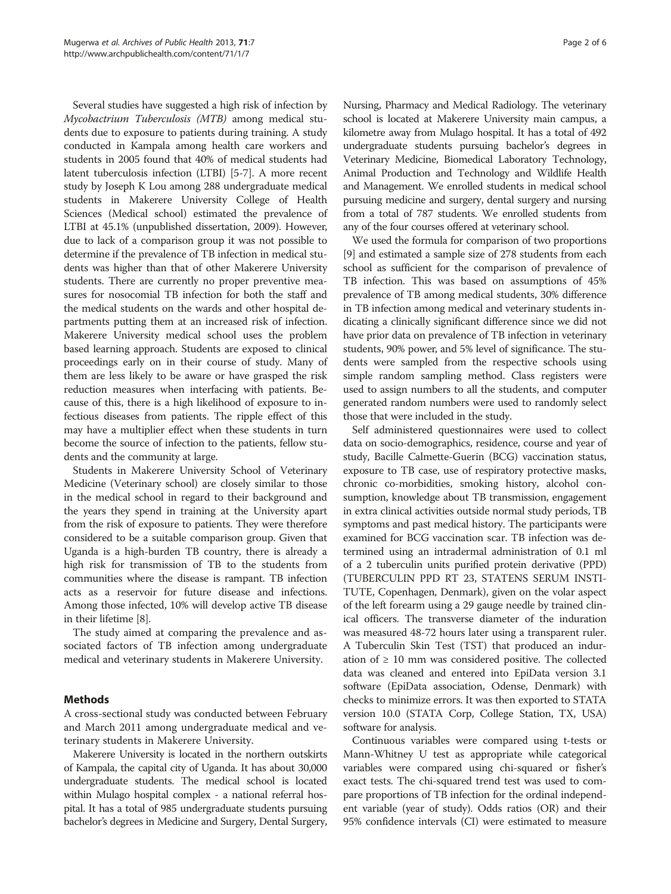Several studies have suggested a high risk of infection by *Mycobactrium Tuberculosis (MTB)* among medical students due to exposure to patients during training. A study conducted in Kampala among health care workers and students in 2005 found that 40% of medical students had latent tuberculosis infection (LTBI) [5-7]. A more recent study by Joseph K Lou among 288 undergraduate medical students in Makerere University College of Health Sciences (Medical school) estimated the prevalence of LTBI at 45.1% (unpublished dissertation, 2009). However, due to lack of a comparison group it was not possible to determine if the prevalence of TB infection in medical students was higher than that of other Makerere University students. There are currently no proper preventive measures for nosocomial TB infection for both the staff and the medical students on the wards and other hospital departments putting them at an increased risk of infection. Makerere University medical school uses the problem based learning approach. Students are exposed to clinical proceedings early on in their course of study. Many of them are less likely to be aware or have grasped the risk reduction measures when interfacing with patients. Because of this, there is a high likelihood of exposure to infectious diseases from patients. The ripple effect of this may have a multiplier effect when these students in turn become the source of infection to the patients, fellow students and the community at large.

Students in Makerere University School of Veterinary Medicine (Veterinary school) are closely similar to those in the medical school in regard to their background and the years they spend in training at the University apart from the risk of exposure to patients. They were therefore considered to be a suitable comparison group. Given that Uganda is a high-burden TB country, there is already a high risk for transmission of TB to the students from communities where the disease is rampant. TB infection acts as a reservoir for future disease and infections. Among those infected, 10% will develop active TB disease in their lifetime [8].

The study aimed at comparing the prevalence and associated factors of TB infection among undergraduate medical and veterinary students in Makerere University.

## Methods

A cross-sectional study was conducted between February and March 2011 among undergraduate medical and veterinary students in Makerere University.

Makerere University is located in the northern outskirts of Kampala, the capital city of Uganda. It has about 30,000 undergraduate students. The medical school is located within Mulago hospital complex - a national referral hospital. It has a total of 985 undergraduate students pursuing bachelor's degrees in Medicine and Surgery, Dental Surgery, Nursing, Pharmacy and Medical Radiology. The veterinary school is located at Makerere University main campus, a kilometre away from Mulago hospital. It has a total of 492 undergraduate students pursuing bachelor's degrees in Veterinary Medicine, Biomedical Laboratory Technology, Animal Production and Technology and Wildlife Health and Management. We enrolled students in medical school pursuing medicine and surgery, dental surgery and nursing from a total of 787 students. We enrolled students from any of the four courses offered at veterinary school.

We used the formula for comparison of two proportions [9] and estimated a sample size of 278 students from each school as sufficient for the comparison of prevalence of TB infection. This was based on assumptions of 45% prevalence of TB among medical students, 30% difference in TB infection among medical and veterinary students indicating a clinically significant difference since we did not have prior data on prevalence of TB infection in veterinary students, 90% power, and 5% level of significance. The students were sampled from the respective schools using simple random sampling method. Class registers were used to assign numbers to all the students, and computer generated random numbers were used to randomly select those that were included in the study.

Self administered questionnaires were used to collect data on socio-demographics, residence, course and year of study, Bacille Calmette-Guerin (BCG) vaccination status, exposure to TB case, use of respiratory protective masks, chronic co-morbidities, smoking history, alcohol consumption, knowledge about TB transmission, engagement in extra clinical activities outside normal study periods, TB symptoms and past medical history. The participants were examined for BCG vaccination scar. TB infection was determined using an intradermal administration of 0.1 ml of a 2 tuberculin units purified protein derivative (PPD) (TUBERCULIN PPD RT 23, STATENS SERUM INSTITUTE, Copenhagen, Denmark), given on the volar aspect of the left forearm using a 29 gauge needle by trained clinical officers. The transverse diameter of the induration was measured 48-72 hours later using a transparent ruler. A Tuberculin Skin Test (TST) that produced an induration of $\geq$ 10 mm was considered positive. The collected data was cleaned and entered into EpiData version 3.1 software (EpiData association, Odense, Denmark) with checks to minimize errors. It was then exported to STATA version 10.0 (STATA Corp, College Station, TX, USA) software for analysis.

Continuous variables were compared using t-tests or Mann-Whitney U test as appropriate while categorical variables were compared using chi-squared or fisher's exact tests. The chi-squared trend test was used to compare proportions of TB infection for the ordinal independent variable (year of study). Odds ratios (OR) and their 95% confidence intervals (CI) were estimated to measure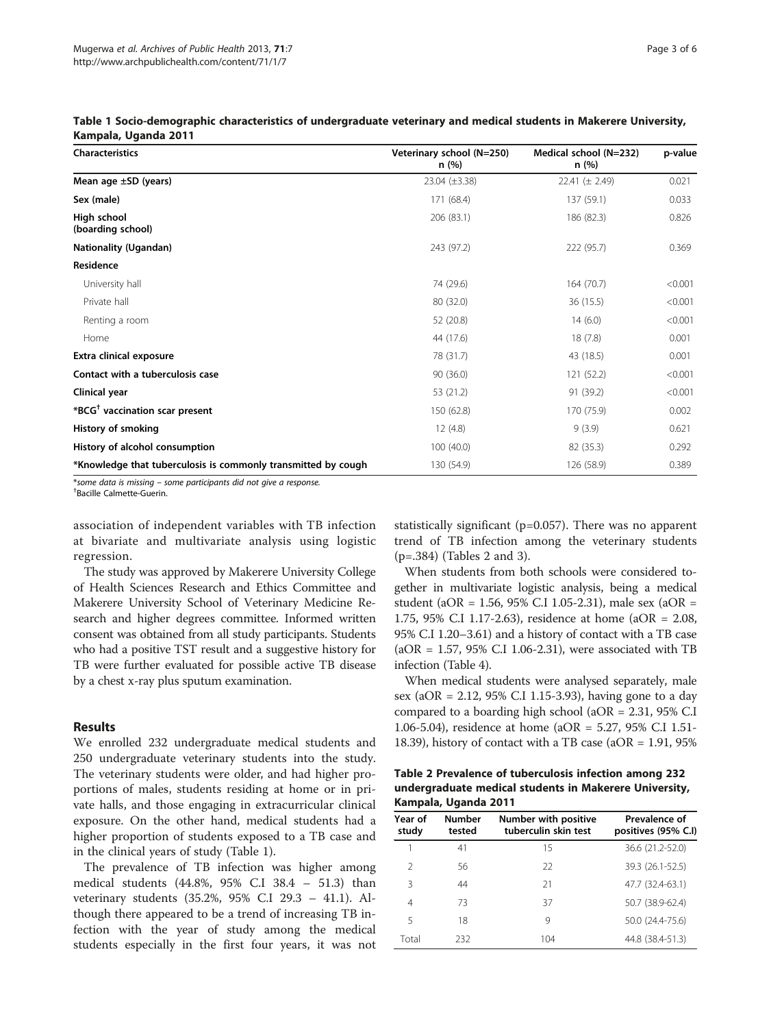**Table 1 Socio-demographic characteristics of undergraduate veterinary and medical students in Makerere University, Kampala, Uganda 2011**

| Characteristics | Veterinary school (N=250) n (%) | Medical school (N=232) n (%) | p-value |
|---|---|---|---|
| **Mean age ±SD (years)** | 23.04 (±3.38) | 22.41 (± 2.49) | 0.021 |
| **Sex (male)** | 171 (68.4) | 137 (59.1) | 0.033 |
| **High school (boarding school)** | 206 (83.1) | 186 (82.3) | 0.826 |
| **Nationality (Ugandan)** | 243 (97.2) | 222 (95.7) | 0.369 |
| **Residence** | | | |
| University hall | 74 (29.6) | 164 (70.7) | <0.001 |
| Private hall | 80 (32.0) | 36 (15.5) | <0.001 |
| Renting a room | 52 (20.8) | 14 (6.0) | <0.001 |
| Home | 44 (17.6) | 18 (7.8) | 0.001 |
| **Extra clinical exposure** | 78 (31.7) | 43 (18.5) | 0.001 |
| **Contact with a tuberculosis case** | 90 (36.0) | 121 (52.2) | <0.001 |
| **Clinical year** | 53 (21.2) | 91 (39.2) | <0.001 |
| ***BCG† vaccination scar present** | 150 (62.8) | 170 (75.9) | 0.002 |
| **History of smoking** | 12 (4.8) | 9 (3.9) | 0.621 |
| **History of alcohol consumption** | 100 (40.0) | 82 (35.3) | 0.292 |
| ***Knowledge that tuberculosis is commonly transmitted by cough** | 130 (54.9) | 126 (58.9) | 0.389 |

*some data is missing – some participants did not give a response.
†Bacille Calmette-Guerin.

association of independent variables with TB infection at bivariate and multivariate analysis using logistic regression.

The study was approved by Makerere University College of Health Sciences Research and Ethics Committee and Makerere University School of Veterinary Medicine Research and higher degrees committee. Informed written consent was obtained from all study participants. Students who had a positive TST result and a suggestive history for TB were further evaluated for possible active TB disease by a chest x-ray plus sputum examination.

## Results

We enrolled 232 undergraduate medical students and 250 undergraduate veterinary students into the study. The veterinary students were older, and had higher proportions of males, students residing at home or in private halls, and those engaging in extracurricular clinical exposure. On the other hand, medical students had a higher proportion of students exposed to a TB case and in the clinical years of study (Table 1).

The prevalence of TB infection was higher among medical students (44.8%, 95% C.I 38.4 – 51.3) than veterinary students (35.2%, 95% C.I 29.3 – 41.1). Although there appeared to be a trend of increasing TB infection with the year of study among the medical students especially in the first four years, it was not statistically significant (p=0.057). There was no apparent trend of TB infection among the veterinary students (p=.384) (Tables 2 and 3).

When students from both schools were considered together in multivariate logistic analysis, being a medical student (aOR = 1.56, 95% C.I 1.05-2.31), male sex (aOR = 1.75, 95% C.I 1.17-2.63), residence at home (aOR = 2.08, 95% C.I 1.20–3.61) and a history of contact with a TB case (aOR = 1.57, 95% C.I 1.06-2.31), were associated with TB infection (Table 4).

When medical students were analysed separately, male sex (aOR = 2.12, 95% C.I 1.15-3.93), having gone to a day compared to a boarding high school (aOR = 2.31, 95% C.I 1.06-5.04), residence at home (aOR = 5.27, 95% C.I 1.51-18.39), history of contact with a TB case (aOR = 1.91, 95%

**Table 2 Prevalence of tuberculosis infection among 232 undergraduate medical students in Makerere University, Kampala, Uganda 2011**

| Year of study | Number tested | Number with positive tuberculin skin test | Prevalence of positives (95% C.I) |
|---|---|---|---|
| 1 | 41 | 15 | 36.6 (21.2-52.0) |
| 2 | 56 | 22 | 39.3 (26.1-52.5) |
| 3 | 44 | 21 | 47.7 (32.4-63.1) |
| 4 | 73 | 37 | 50.7 (38.9-62.4) |
| 5 | 18 | 9 | 50.0 (24.4-75.6) |
| Total | 232 | 104 | 44.8 (38.4-51.3) |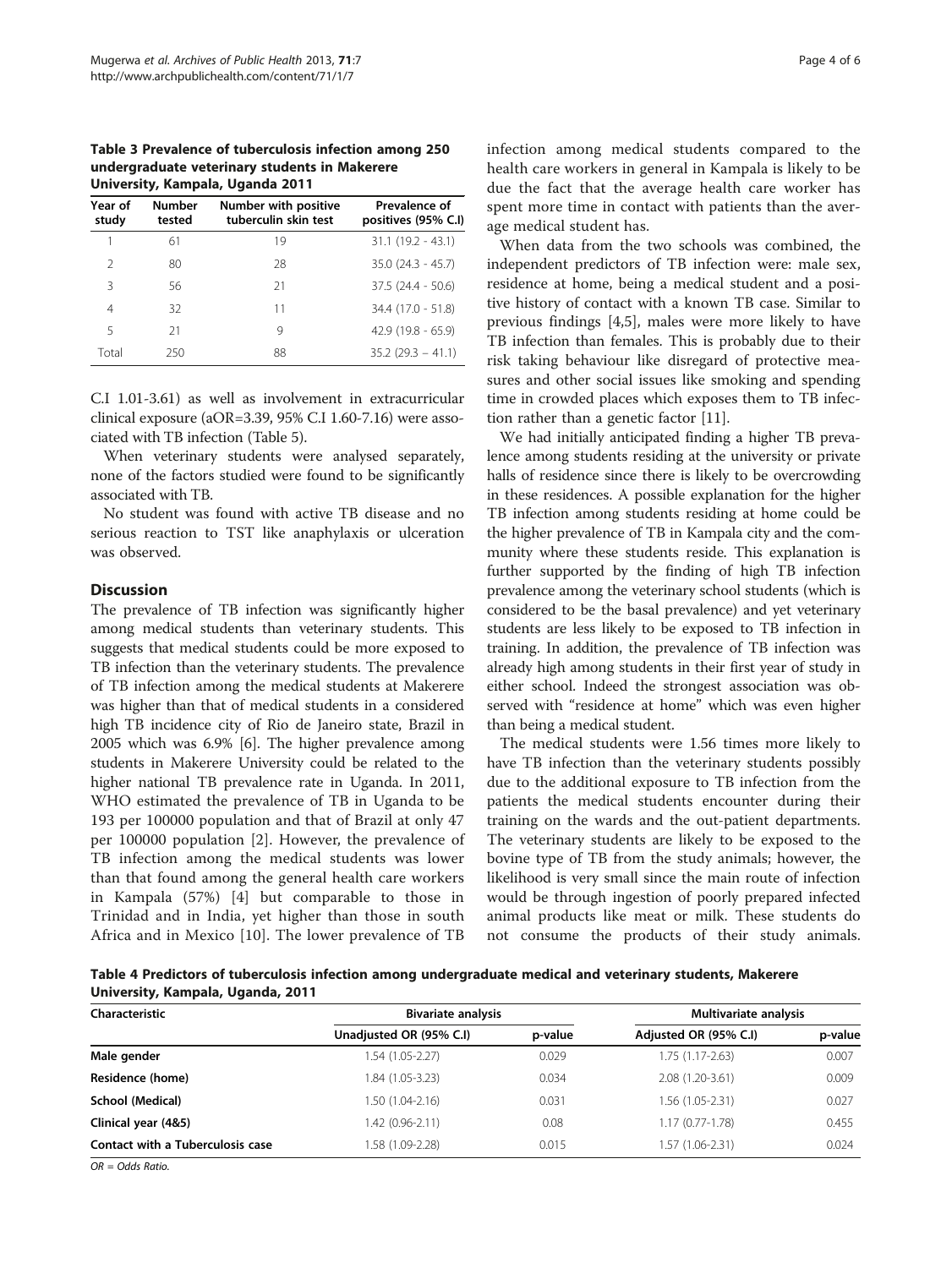Table 3 Prevalence of tuberculosis infection among 250 undergraduate veterinary students in Makerere University, Kampala, Uganda 2011

| Year of study | Number tested | Number with positive tuberculin skin test | Prevalence of positives (95% C.I) |
|---|---|---|---|
| 1 | 61 | 19 | 31.1 (19.2 - 43.1) |
| 2 | 80 | 28 | 35.0 (24.3 - 45.7) |
| 3 | 56 | 21 | 37.5 (24.4 - 50.6) |
| 4 | 32 | 11 | 34.4 (17.0 - 51.8) |
| 5 | 21 | 9 | 42.9 (19.8 - 65.9) |
| Total | 250 | 88 | 35.2 (29.3 – 41.1) |

C.I 1.01-3.61) as well as involvement in extracurricular clinical exposure (aOR=3.39, 95% C.I 1.60-7.16) were associated with TB infection (Table 5).

When veterinary students were analysed separately, none of the factors studied were found to be significantly associated with TB.

No student was found with active TB disease and no serious reaction to TST like anaphylaxis or ulceration was observed.

## Discussion

The prevalence of TB infection was significantly higher among medical students than veterinary students. This suggests that medical students could be more exposed to TB infection than the veterinary students. The prevalence of TB infection among the medical students at Makerere was higher than that of medical students in a considered high TB incidence city of Rio de Janeiro state, Brazil in 2005 which was 6.9% [6]. The higher prevalence among students in Makerere University could be related to the higher national TB prevalence rate in Uganda. In 2011, WHO estimated the prevalence of TB in Uganda to be 193 per 100000 population and that of Brazil at only 47 per 100000 population [2]. However, the prevalence of TB infection among the medical students was lower than that found among the general health care workers in Kampala (57%) [4] but comparable to those in Trinidad and in India, yet higher than those in south Africa and in Mexico [10]. The lower prevalence of TB infection among medical students compared to the health care workers in general in Kampala is likely to be due the fact that the average health care worker has spent more time in contact with patients than the average medical student has.

When data from the two schools was combined, the independent predictors of TB infection were: male sex, residence at home, being a medical student and a positive history of contact with a known TB case. Similar to previous findings [4,5], males were more likely to have TB infection than females. This is probably due to their risk taking behaviour like disregard of protective measures and other social issues like smoking and spending time in crowded places which exposes them to TB infection rather than a genetic factor [11].

We had initially anticipated finding a higher TB prevalence among students residing at the university or private halls of residence since there is likely to be overcrowding in these residences. A possible explanation for the higher TB infection among students residing at home could be the higher prevalence of TB in Kampala city and the community where these students reside. This explanation is further supported by the finding of high TB infection prevalence among the veterinary school students (which is considered to be the basal prevalence) and yet veterinary students are less likely to be exposed to TB infection in training. In addition, the prevalence of TB infection was already high among students in their first year of study in either school. Indeed the strongest association was observed with "residence at home" which was even higher than being a medical student.

The medical students were 1.56 times more likely to have TB infection than the veterinary students possibly due to the additional exposure to TB infection from the patients the medical students encounter during their training on the wards and the out-patient departments. The veterinary students are likely to be exposed to the bovine type of TB from the study animals; however, the likelihood is very small since the main route of infection would be through ingestion of poorly prepared infected animal products like meat or milk. These students do not consume the products of their study animals.

Table 4 Predictors of tuberculosis infection among undergraduate medical and veterinary students, Makerere University, Kampala, Uganda, 2011

| Characteristic | Bivariate analysis | | Multivariate analysis | |
|---|---|---|---|---|
| | Unadjusted OR (95% C.I) | p-value | Adjusted OR (95% C.I) | p-value |
| **Male gender** | 1.54 (1.05-2.27) | 0.029 | 1.75 (1.17-2.63) | 0.007 |
| **Residence (home)** | 1.84 (1.05-3.23) | 0.034 | 2.08 (1.20-3.61) | 0.009 |
| **School (Medical)** | 1.50 (1.04-2.16) | 0.031 | 1.56 (1.05-2.31) | 0.027 |
| **Clinical year (4&5)** | 1.42 (0.96-2.11) | 0.08 | 1.17 (0.77-1.78) | 0.455 |
| **Contact with a Tuberculosis case** | 1.58 (1.09-2.28) | 0.015 | 1.57 (1.06-2.31) | 0.024 |

*OR = Odds Ratio.*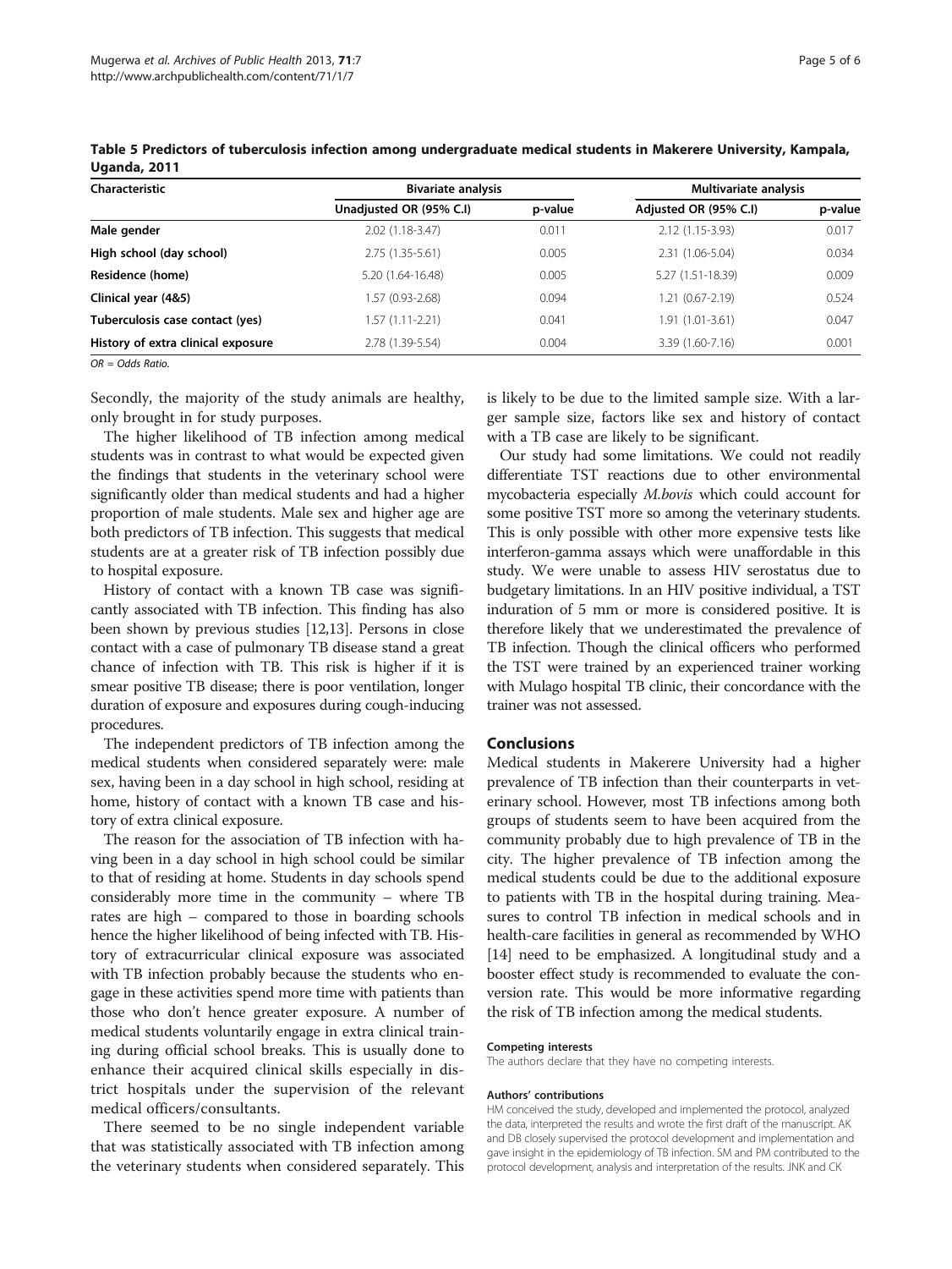**Table 5 Predictors of tuberculosis infection among undergraduate medical students in Makerere University, Kampala, Uganda, 2011**

| Characteristic | Bivariate analysis | | Multivariate analysis | |
|---|---|---|---|---|
| | Unadjusted OR (95% C.I) | p-value | Adjusted OR (95% C.I) | p-value |
| **Male gender** | 2.02 (1.18-3.47) | 0.011 | 2.12 (1.15-3.93) | 0.017 |
| **High school (day school)** | 2.75 (1.35-5.61) | 0.005 | 2.31 (1.06-5.04) | 0.034 |
| **Residence (home)** | 5.20 (1.64-16.48) | 0.005 | 5.27 (1.51-18.39) | 0.009 |
| **Clinical year (4&5)** | 1.57 (0.93-2.68) | 0.094 | 1.21 (0.67-2.19) | 0.524 |
| **Tuberculosis case contact (yes)** | 1.57 (1.11-2.21) | 0.041 | 1.91 (1.01-3.61) | 0.047 |
| **History of extra clinical exposure** | 2.78 (1.39-5.54) | 0.004 | 3.39 (1.60-7.16) | 0.001 |

*OR = Odds Ratio.*

Secondly, the majority of the study animals are healthy, only brought in for study purposes.

The higher likelihood of TB infection among medical students was in contrast to what would be expected given the findings that students in the veterinary school were significantly older than medical students and had a higher proportion of male students. Male sex and higher age are both predictors of TB infection. This suggests that medical students are at a greater risk of TB infection possibly due to hospital exposure.

History of contact with a known TB case was significantly associated with TB infection. This finding has also been shown by previous studies [12,13]. Persons in close contact with a case of pulmonary TB disease stand a great chance of infection with TB. This risk is higher if it is smear positive TB disease; there is poor ventilation, longer duration of exposure and exposures during cough-inducing procedures.

The independent predictors of TB infection among the medical students when considered separately were: male sex, having been in a day school in high school, residing at home, history of contact with a known TB case and history of extra clinical exposure.

The reason for the association of TB infection with having been in a day school in high school could be similar to that of residing at home. Students in day schools spend considerably more time in the community – where TB rates are high – compared to those in boarding schools hence the higher likelihood of being infected with TB. History of extracurricular clinical exposure was associated with TB infection probably because the students who engage in these activities spend more time with patients than those who don't hence greater exposure. A number of medical students voluntarily engage in extra clinical training during official school breaks. This is usually done to enhance their acquired clinical skills especially in district hospitals under the supervision of the relevant medical officers/consultants.

There seemed to be no single independent variable that was statistically associated with TB infection among the veterinary students when considered separately. This is likely to be due to the limited sample size. With a larger sample size, factors like sex and history of contact with a TB case are likely to be significant.

Our study had some limitations. We could not readily differentiate TST reactions due to other environmental mycobacteria especially *M.bovis* which could account for some positive TST more so among the veterinary students. This is only possible with other more expensive tests like interferon-gamma assays which were unaffordable in this study. We were unable to assess HIV serostatus due to budgetary limitations. In an HIV positive individual, a TST induration of 5 mm or more is considered positive. It is therefore likely that we underestimated the prevalence of TB infection. Though the clinical officers who performed the TST were trained by an experienced trainer working with Mulago hospital TB clinic, their concordance with the trainer was not assessed.

## Conclusions

Medical students in Makerere University had a higher prevalence of TB infection than their counterparts in veterinary school. However, most TB infections among both groups of students seem to have been acquired from the community probably due to high prevalence of TB in the city. The higher prevalence of TB infection among the medical students could be due to the additional exposure to patients with TB in the hospital during training. Measures to control TB infection in medical schools and in health-care facilities in general as recommended by WHO [14] need to be emphasized. A longitudinal study and a booster effect study is recommended to evaluate the conversion rate. This would be more informative regarding the risk of TB infection among the medical students.

#### Competing interests

The authors declare that they have no competing interests.

#### Authors' contributions

HM conceived the study, developed and implemented the protocol, analyzed the data, interpreted the results and wrote the first draft of the manuscript. AK and DB closely supervised the protocol development and implementation and gave insight in the epidemiology of TB infection. SM and PM contributed to the protocol development, analysis and interpretation of the results. JNK and CK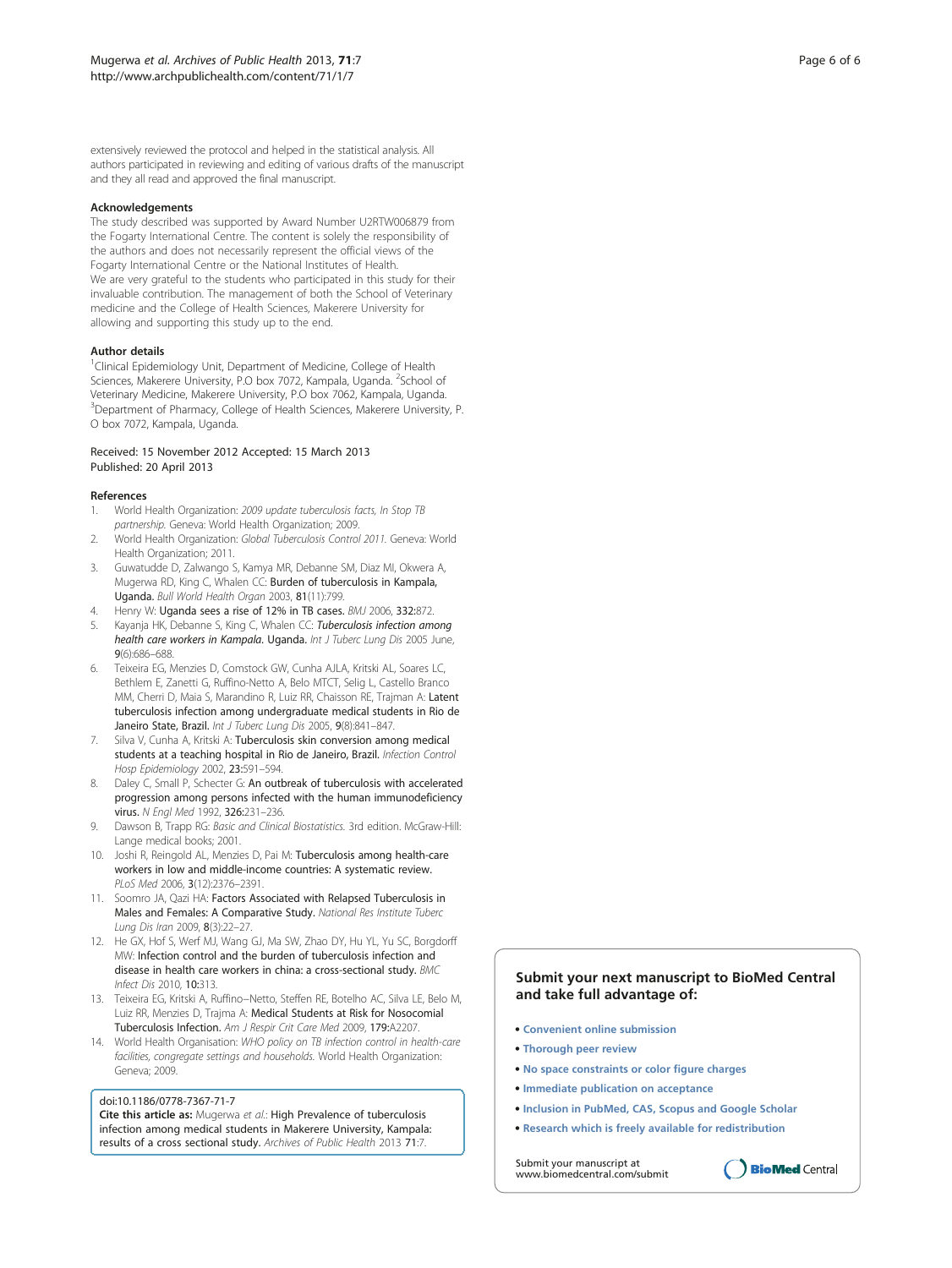extensively reviewed the protocol and helped in the statistical analysis. All authors participated in reviewing and editing of various drafts of the manuscript and they all read and approved the final manuscript.

### Acknowledgements

The study described was supported by Award Number U2RTW006879 from the Fogarty International Centre. The content is solely the responsibility of the authors and does not necessarily represent the official views of the Fogarty International Centre or the National Institutes of Health.
We are very grateful to the students who participated in this study for their invaluable contribution. The management of both the School of Veterinary medicine and the College of Health Sciences, Makerere University for allowing and supporting this study up to the end.

### Author details

[1]Clinical Epidemiology Unit, Department of Medicine, College of Health Sciences, Makerere University, P.O box 7072, Kampala, Uganda. [2]School of Veterinary Medicine, Makerere University, P.O box 7062, Kampala, Uganda. [3]Department of Pharmacy, College of Health Sciences, Makerere University, P. O box 7072, Kampala, Uganda.

Received: 15 November 2012 Accepted: 15 March 2013
Published: 20 April 2013

### References

1. World Health Organization: *2009 update tuberculosis facts, In Stop TB partnership*. Geneva: World Health Organization; 2009.
2. World Health Organization: *Global Tuberculosis Control 2011*. Geneva: World Health Organization; 2011.
3. Guwatudde D, Zalwango S, Kamya MR, Debanne SM, Diaz MI, Okwera A, Mugerwa RD, King C, Whalen CC: **Burden of tuberculosis in Kampala, Uganda.** *Bull World Health Organ* 2003, **81**(11):799.
4. Henry W: **Uganda sees a rise of 12% in TB cases.** *BMJ* 2006, **332:**872.
5. Kayanja HK, Debanne S, King C, Whalen CC: ***Tuberculosis infection among health care workers in Kampala.*** **Uganda.** *Int J Tuberc Lung Dis* 2005 June, **9**(6):686–688.
6. Teixeira EG, Menzies D, Comstock GW, Cunha AJLA, Kritski AL, Soares LC, Bethlem E, Zanetti G, Ruffino-Netto A, Belo MTCT, Selig L, Castello Branco MM, Cherri D, Maia S, Marandino R, Luiz RR, Chaisson RE, Trajman A: **Latent tuberculosis infection among undergraduate medical students in Rio de Janeiro State, Brazil.** *Int J Tuberc Lung Dis* 2005, **9**(8):841–847.
7. Silva V, Cunha A, Kritski A: **Tuberculosis skin conversion among medical students at a teaching hospital in Rio de Janeiro, Brazil.** *Infection Control Hosp Epidemiology* 2002, **23:**591–594.
8. Daley C, Small P, Schecter G: **An outbreak of tuberculosis with accelerated progression among persons infected with the human immunodeficiency virus.** *N Engl Med* 1992, **326:**231–236.
9. Dawson B, Trapp RG: *Basic and Clinical Biostatistics*. 3rd edition. McGraw-Hill: Lange medical books; 2001.
10. Joshi R, Reingold AL, Menzies D, Pai M: **Tuberculosis among health-care workers in low and middle-income countries: A systematic review.** *PLoS Med* 2006, **3**(12):2376–2391.
11. Soomro JA, Qazi HA: **Factors Associated with Relapsed Tuberculosis in Males and Females: A Comparative Study.** *National Res Institute Tuberc Lung Dis Iran* 2009, **8**(3):22–27.
12. He GX, Hof S, Werf MJ, Wang GJ, Ma SW, Zhao DY, Hu YL, Yu SC, Borgdorff MW: **Infection control and the burden of tuberculosis infection and disease in health care workers in china: a cross-sectional study.** *BMC Infect Dis* 2010, **10:**313.
13. Teixeira EG, Kritski A, Ruffino–Netto, Steffen RE, Botelho AC, Silva LE, Belo M, Luiz RR, Menzies D, Trajma A: **Medical Students at Risk for Nosocomial Tuberculosis Infection.** *Am J Respir Crit Care Med* 2009, **179:**A2207.
14. World Health Organisation: *WHO policy on TB infection control in health-care facilities, congregate settings and households*. World Health Organization: Geneva; 2009.

doi:10.1186/0778-7367-71-7
**Cite this article as:** Mugerwa *et al.*: High Prevalence of tuberculosis infection among medical students in Makerere University, Kampala: results of a cross sectional study. *Archives of Public Health* 2013 **71**:7.

**Submit your next manuscript to BioMed Central and take full advantage of:**

- **Convenient online submission**
- **Thorough peer review**
- **No space constraints or color figure charges**
- **Immediate publication on acceptance**
- **Inclusion in PubMed, CAS, Scopus and Google Scholar**
- **Research which is freely available for redistribution**

Submit your manuscript at
www.biomedcentral.com/submit

BioMed Central